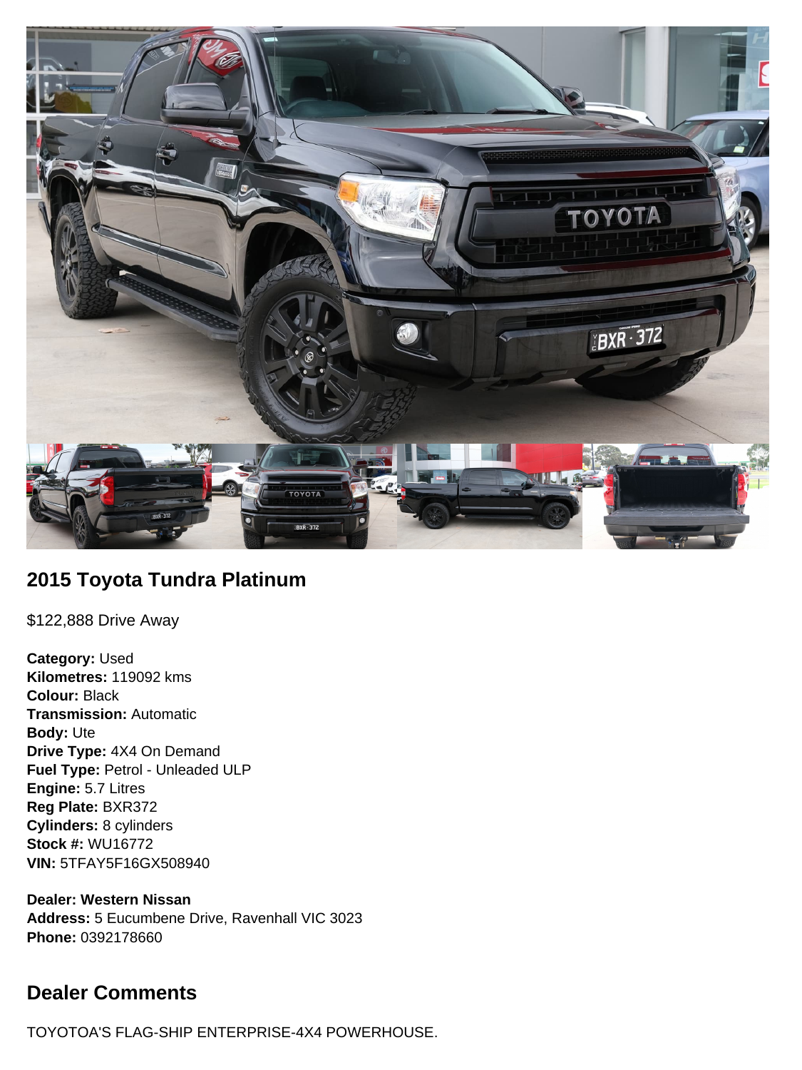## 2015 Toyota Tundra Platinum

$122,888 Drive Away

**Category:** Used
**Kilometres:** 119092 kms
**Colour:** Black
**Transmission:** Automatic
**Body:** Ute
**Drive Type:** 4X4 On Demand
**Fuel Type:** Petrol - Unleaded ULP
**Engine:** 5.7 Litres
**Reg Plate:** BXR372
**Cylinders:** 8 cylinders
**Stock #:** WU16772
**VIN:** 5TFAY5F16GX508940

**Dealer: Western Nissan**
**Address:** 5 Eucumbene Drive, Ravenhall VIC 3023
**Phone:** 0392178660

## Dealer Comments

TOYOTOA'S FLAG-SHIP ENTERPRISE-4X4 POWERHOUSE.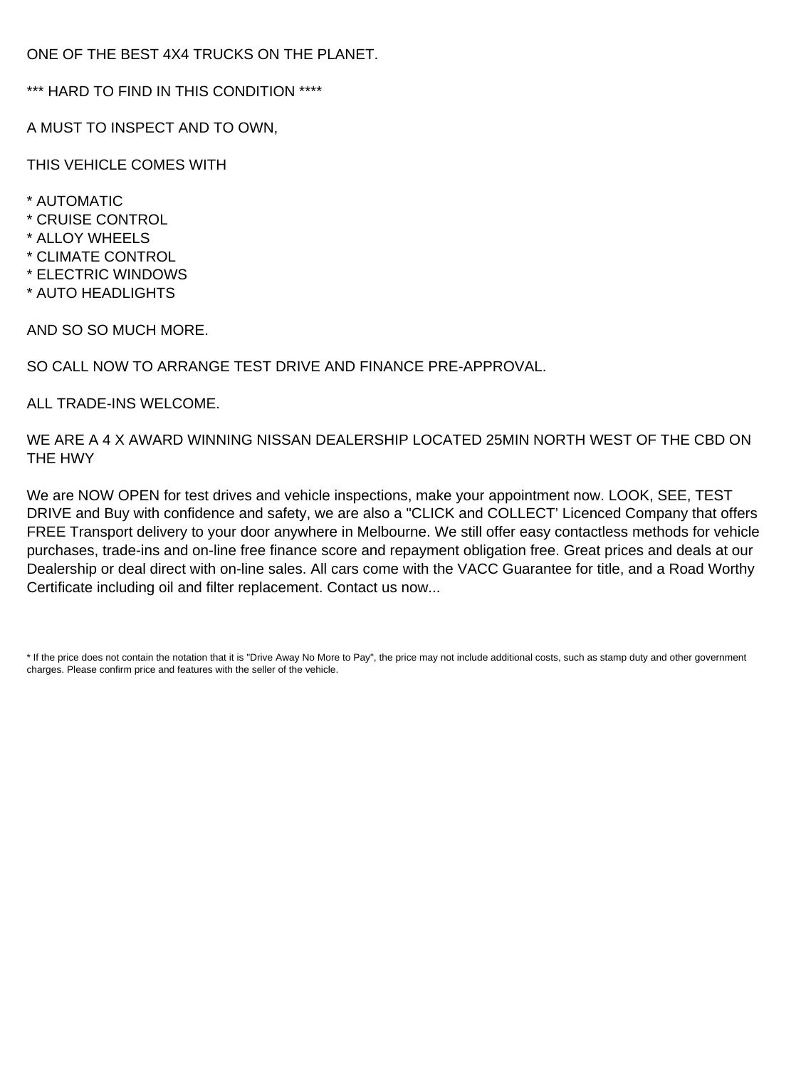ONE OF THE BEST 4X4 TRUCKS ON THE PLANET.

*** HARD TO FIND IN THIS CONDITION ****

A MUST TO INSPECT AND TO OWN,

THIS VEHICLE COMES WITH

* AUTOMATIC
* CRUISE CONTROL
* ALLOY WHEELS
* CLIMATE CONTROL
* ELECTRIC WINDOWS
* AUTO HEADLIGHTS

AND SO SO MUCH MORE.

SO CALL NOW TO ARRANGE TEST DRIVE AND FINANCE PRE-APPROVAL.

ALL TRADE-INS WELCOME.

WE ARE A 4 X AWARD WINNING NISSAN DEALERSHIP LOCATED 25MIN NORTH WEST OF THE CBD ON THE HWY

We are NOW OPEN for test drives and vehicle inspections, make your appointment now. LOOK, SEE, TEST DRIVE and Buy with confidence and safety, we are also a "CLICK and COLLECT' Licenced Company that offers FREE Transport delivery to your door anywhere in Melbourne. We still offer easy contactless methods for vehicle purchases, trade-ins and on-line free finance score and repayment obligation free. Great prices and deals at our Dealership or deal direct with on-line sales. All cars come with the VACC Guarantee for title, and a Road Worthy Certificate including oil and filter replacement. Contact us now...

* If the price does not contain the notation that it is "Drive Away No More to Pay", the price may not include additional costs, such as stamp duty and other government charges. Please confirm price and features with the seller of the vehicle.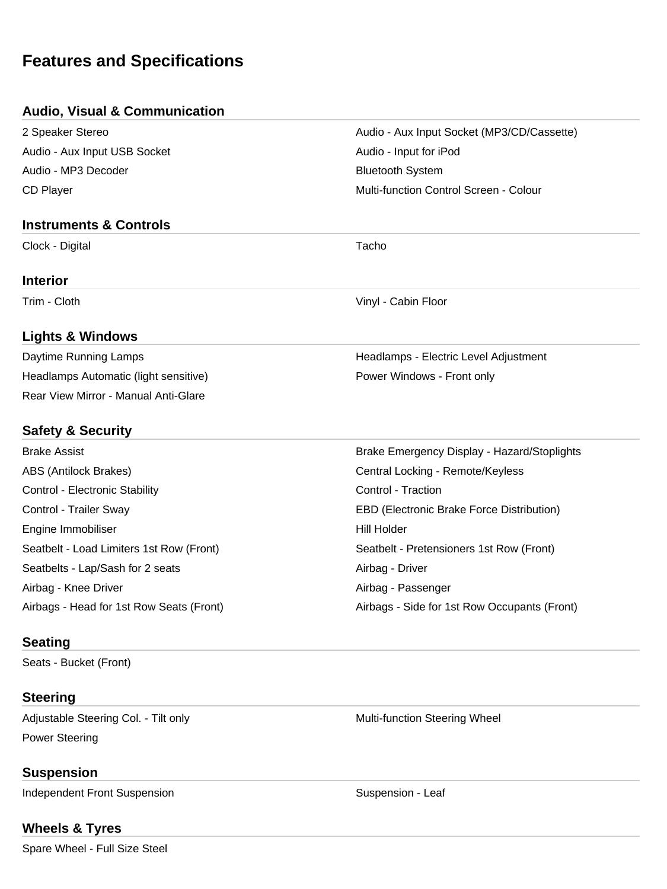# Features and Specifications

## Audio, Visual & Communication

- 2 Speaker Stereo
- Audio - Aux Input Socket (MP3/CD/Cassette)
- Audio - Aux Input USB Socket
- Audio - Input for iPod
- Audio - MP3 Decoder
- Bluetooth System
- CD Player
- Multi-function Control Screen - Colour

## Instruments & Controls

- Clock - Digital
- Tacho

## Interior

- Trim - Cloth
- Vinyl - Cabin Floor

## Lights & Windows

- Daytime Running Lamps
- Headlamps - Electric Level Adjustment
- Headlamps Automatic (light sensitive)
- Power Windows - Front only
- Rear View Mirror - Manual Anti-Glare

## Safety & Security

- Brake Assist
- Brake Emergency Display - Hazard/Stoplights
- ABS (Antilock Brakes)
- Central Locking - Remote/Keyless
- Control - Electronic Stability
- Control - Traction
- Control - Trailer Sway
- EBD (Electronic Brake Force Distribution)
- Engine Immobiliser
- Hill Holder
- Seatbelt - Load Limiters 1st Row (Front)
- Seatbelt - Pretensioners 1st Row (Front)
- Seatbelts - Lap/Sash for 2 seats
- Airbag - Driver
- Airbag - Knee Driver
- Airbag - Passenger
- Airbags - Head for 1st Row Seats (Front)
- Airbags - Side for 1st Row Occupants (Front)

## Seating

- Seats - Bucket (Front)

## Steering

- Adjustable Steering Col. - Tilt only
- Multi-function Steering Wheel
- Power Steering

## Suspension

- Independent Front Suspension
- Suspension - Leaf

## Wheels & Tyres

- Spare Wheel - Full Size Steel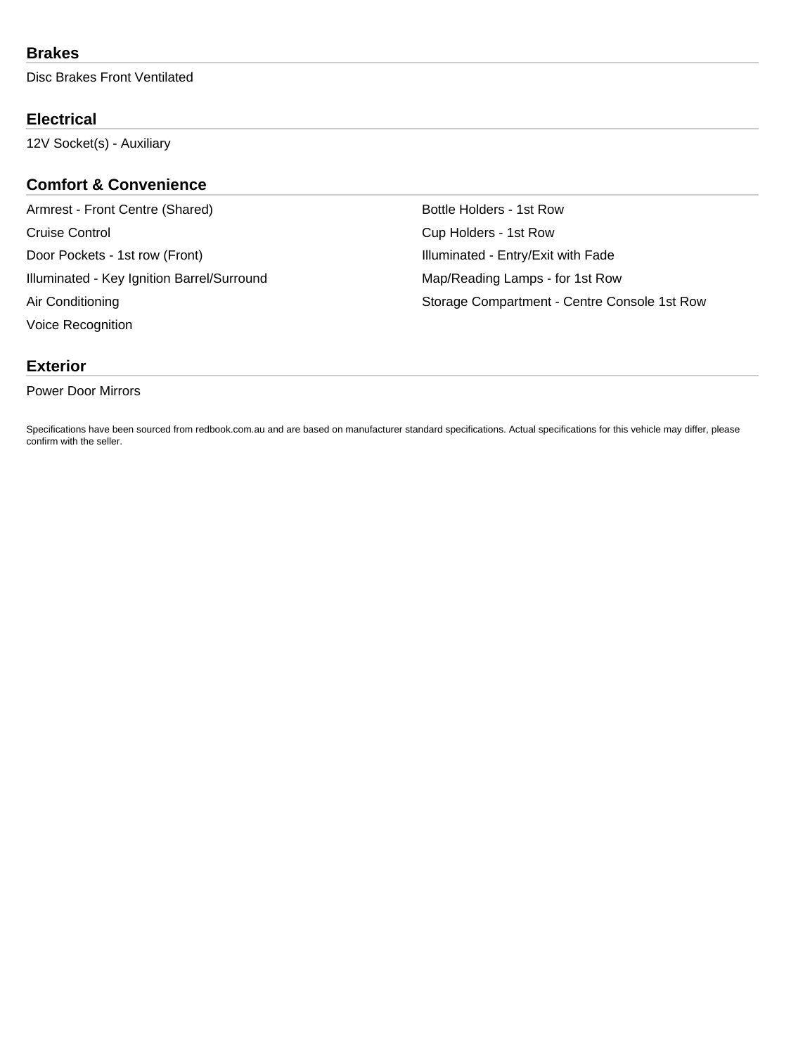## Brakes

Disc Brakes Front Ventilated

## Electrical

12V Socket(s) - Auxiliary

## Comfort & Convenience

Armrest - Front Centre (Shared)

Cruise Control

Door Pockets - 1st row (Front)

Illuminated - Key Ignition Barrel/Surround

Air Conditioning

Voice Recognition

Bottle Holders - 1st Row

Cup Holders - 1st Row

Illuminated - Entry/Exit with Fade

Map/Reading Lamps - for 1st Row

Storage Compartment - Centre Console 1st Row

## Exterior

Power Door Mirrors

Specifications have been sourced from redbook.com.au and are based on manufacturer standard specifications. Actual specifications for this vehicle may differ, please confirm with the seller.